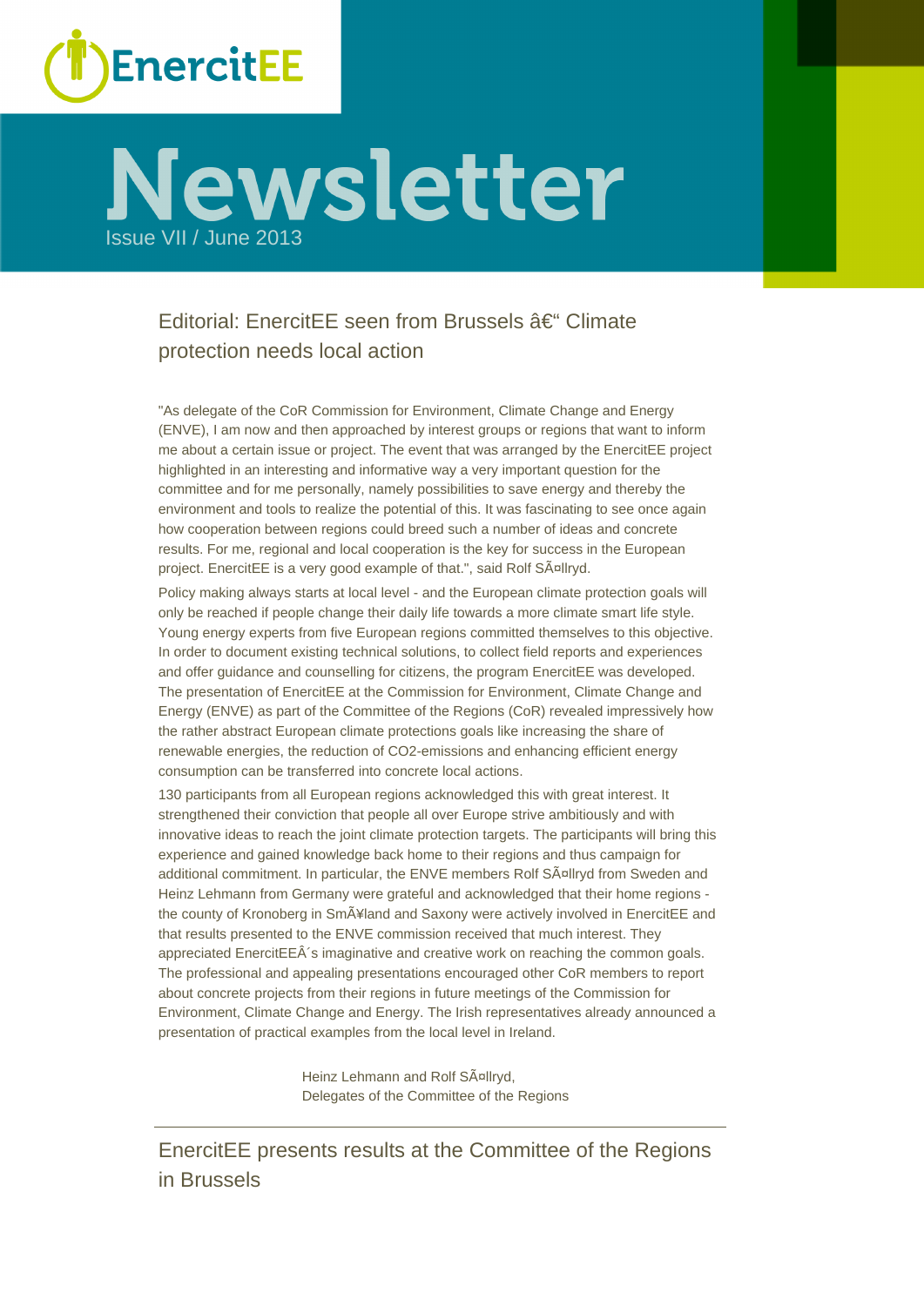EnercitEE

# Newsletter

Issue VII / June 2013

## Editorial: EnercitEE seen from Brussels â€“ Climate protection needs local action

"As delegate of the CoR Commission for Environment, Climate Change and Energy (ENVE), I am now and then approached by interest groups or regions that want to inform me about a certain issue or project. The event that was arranged by the EnercitEE project highlighted in an interesting and informative way a very important question for the committee and for me personally, namely possibilities to save energy and thereby the environment and tools to realize the potential of this. It was fascinating to see once again how cooperation between regions could breed such a number of ideas and concrete results. For me, regional and local cooperation is the key for success in the European project. EnercitEE is a very good example of that.", said Rolf SÃ¤llryd.

Policy making always starts at local level - and the European climate protection goals will only be reached if people change their daily life towards a more climate smart life style. Young energy experts from five European regions committed themselves to this objective. In order to document existing technical solutions, to collect field reports and experiences and offer guidance and counselling for citizens, the program EnercitEE was developed. The presentation of EnercitEE at the Commission for Environment, Climate Change and Energy (ENVE) as part of the Committee of the Regions (CoR) revealed impressively how the rather abstract European climate protections goals like increasing the share of renewable energies, the reduction of CO2-emissions and enhancing efficient energy consumption can be transferred into concrete local actions.

130 participants from all European regions acknowledged this with great interest. It strengthened their conviction that people all over Europe strive ambitiously and with innovative ideas to reach the joint climate protection targets. The participants will bring this experience and gained knowledge back home to their regions and thus campaign for additional commitment. In particular, the ENVE members Rolf SÃ¤llryd from Sweden and Heinz Lehmann from Germany were grateful and acknowledged that their home regions - the county of Kronoberg in SmÃ¥land and Saxony were actively involved in EnercitEE and that results presented to the ENVE commission received that much interest. They appreciated EnercitEEÂ´s imaginative and creative work on reaching the common goals. The professional and appealing presentations encouraged other CoR members to report about concrete projects from their regions in future meetings of the Commission for Environment, Climate Change and Energy. The Irish representatives already announced a presentation of practical examples from the local level in Ireland.

Heinz Lehmann and Rolf SÃ¤llryd,
Delegates of the Committee of the Regions

---

## EnercitEE presents results at the Committee of the Regions in Brussels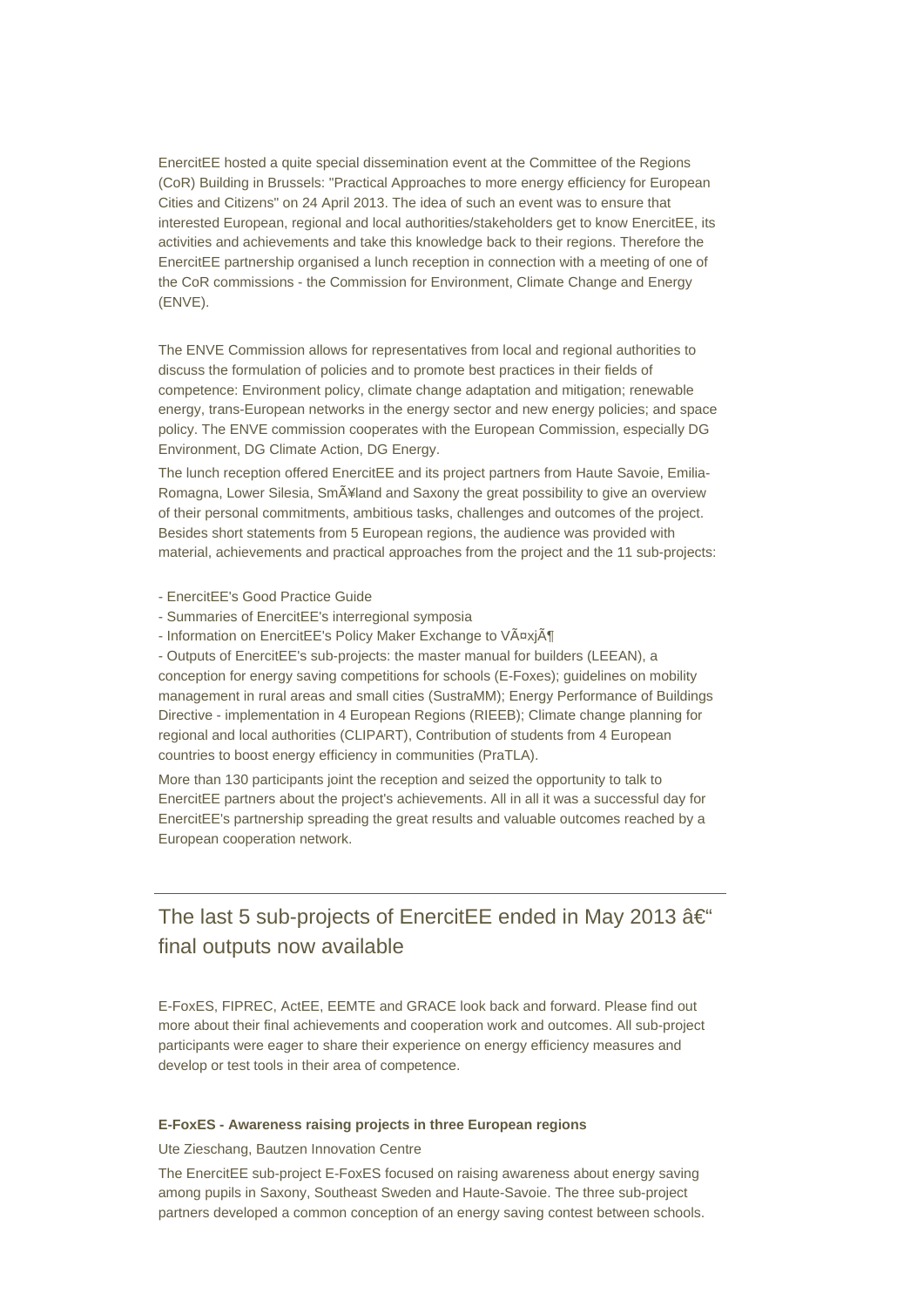EnercitEE hosted a quite special dissemination event at the Committee of the Regions (CoR) Building in Brussels: "Practical Approaches to more energy efficiency for European Cities and Citizens" on 24 April 2013. The idea of such an event was to ensure that interested European, regional and local authorities/stakeholders get to know EnercitEE, its activities and achievements and take this knowledge back to their regions. Therefore the EnercitEE partnership organised a lunch reception in connection with a meeting of one of the CoR commissions - the Commission for Environment, Climate Change and Energy (ENVE).

The ENVE Commission allows for representatives from local and regional authorities to discuss the formulation of policies and to promote best practices in their fields of competence: Environment policy, climate change adaptation and mitigation; renewable energy, trans-European networks in the energy sector and new energy policies; and space policy. The ENVE commission cooperates with the European Commission, especially DG Environment, DG Climate Action, DG Energy.

The lunch reception offered EnercitEE and its project partners from Haute Savoie, Emilia-Romagna, Lower Silesia, SmÃ¥land and Saxony the great possibility to give an overview of their personal commitments, ambitious tasks, challenges and outcomes of the project. Besides short statements from 5 European regions, the audience was provided with material, achievements and practical approaches from the project and the 11 sub-projects:

- EnercitEE's Good Practice Guide
- Summaries of EnercitEE's interregional symposia
- Information on EnercitEE's Policy Maker Exchange to VÃ¤xjÃ¶
- Outputs of EnercitEE's sub-projects: the master manual for builders (LEEAN), a conception for energy saving competitions for schools (E-Foxes); guidelines on mobility management in rural areas and small cities (SustraMM); Energy Performance of Buildings Directive - implementation in 4 European Regions (RIEEB); Climate change planning for regional and local authorities (CLIPART), Contribution of students from 4 European countries to boost energy efficiency in communities (PraTLA).

More than 130 participants joint the reception and seized the opportunity to talk to EnercitEE partners about the project's achievements. All in all it was a successful day for EnercitEE's partnership spreading the great results and valuable outcomes reached by a European cooperation network.

---

## The last 5 sub-projects of EnercitEE ended in May 2013 â€“ final outputs now available

E-FoxES, FIPREC, ActEE, EEMTE and GRACE look back and forward. Please find out more about their final achievements and cooperation work and outcomes. All sub-project participants were eager to share their experience on energy efficiency measures and develop or test tools in their area of competence.

**E-FoxES - Awareness raising projects in three European regions**

Ute Zieschang, Bautzen Innovation Centre

The EnercitEE sub-project E-FoxES focused on raising awareness about energy saving among pupils in Saxony, Southeast Sweden and Haute-Savoie. The three sub-project partners developed a common conception of an energy saving contest between schools.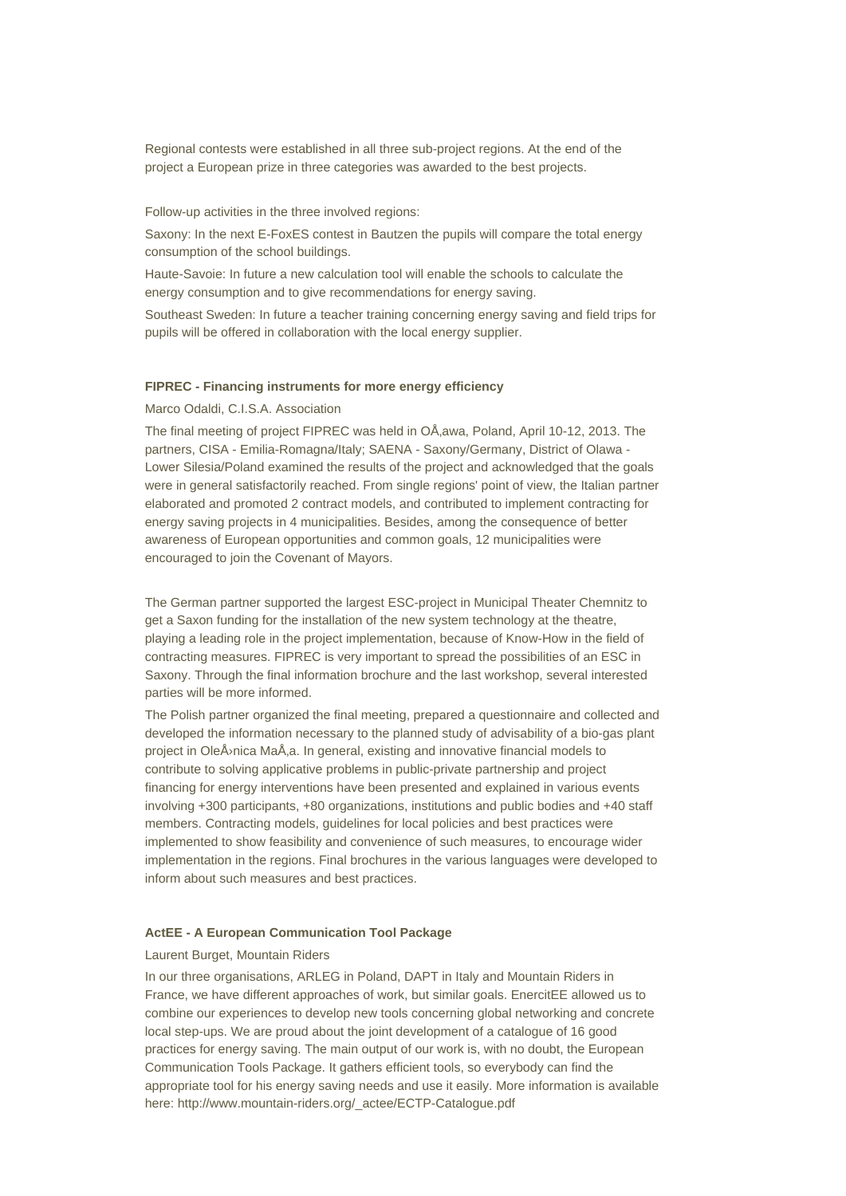Regional contests were established in all three sub-project regions. At the end of the project a European prize in three categories was awarded to the best projects.

Follow-up activities in the three involved regions:

Saxony: In the next E-FoxES contest in Bautzen the pupils will compare the total energy consumption of the school buildings.

Haute-Savoie: In future a new calculation tool will enable the schools to calculate the energy consumption and to give recommendations for energy saving.

Southeast Sweden: In future a teacher training concerning energy saving and field trips for pupils will be offered in collaboration with the local energy supplier.

**FIPREC - Financing instruments for more energy efficiency**

Marco Odaldi, C.I.S.A. Association

The final meeting of project FIPREC was held in OÅ‚awa, Poland, April 10-12, 2013. The partners, CISA - Emilia-Romagna/Italy; SAENA - Saxony/Germany, District of Olawa - Lower Silesia/Poland examined the results of the project and acknowledged that the goals were in general satisfactorily reached. From single regions' point of view, the Italian partner elaborated and promoted 2 contract models, and contributed to implement contracting for energy saving projects in 4 municipalities. Besides, among the consequence of better awareness of European opportunities and common goals, 12 municipalities were encouraged to join the Covenant of Mayors.

The German partner supported the largest ESC-project in Municipal Theater Chemnitz to get a Saxon funding for the installation of the new system technology at the theatre, playing a leading role in the project implementation, because of Know-How in the field of contracting measures. FIPREC is very important to spread the possibilities of an ESC in Saxony. Through the final information brochure and the last workshop, several interested parties will be more informed.

The Polish partner organized the final meeting, prepared a questionnaire and collected and developed the information necessary to the planned study of advisability of a bio-gas plant project in OleÅ›nica MaÅ‚a. In general, existing and innovative financial models to contribute to solving applicative problems in public-private partnership and project financing for energy interventions have been presented and explained in various events involving +300 participants, +80 organizations, institutions and public bodies and +40 staff members. Contracting models, guidelines for local policies and best practices were implemented to show feasibility and convenience of such measures, to encourage wider implementation in the regions. Final brochures in the various languages were developed to inform about such measures and best practices.

**ActEE - A European Communication Tool Package**

Laurent Burget, Mountain Riders

In our three organisations, ARLEG in Poland, DAPT in Italy and Mountain Riders in France, we have different approaches of work, but similar goals. EnercitEE allowed us to combine our experiences to develop new tools concerning global networking and concrete local step-ups. We are proud about the joint development of a catalogue of 16 good practices for energy saving. The main output of our work is, with no doubt, the European Communication Tools Package. It gathers efficient tools, so everybody can find the appropriate tool for his energy saving needs and use it easily. More information is available here: http://www.mountain-riders.org/_actee/ECTP-Catalogue.pdf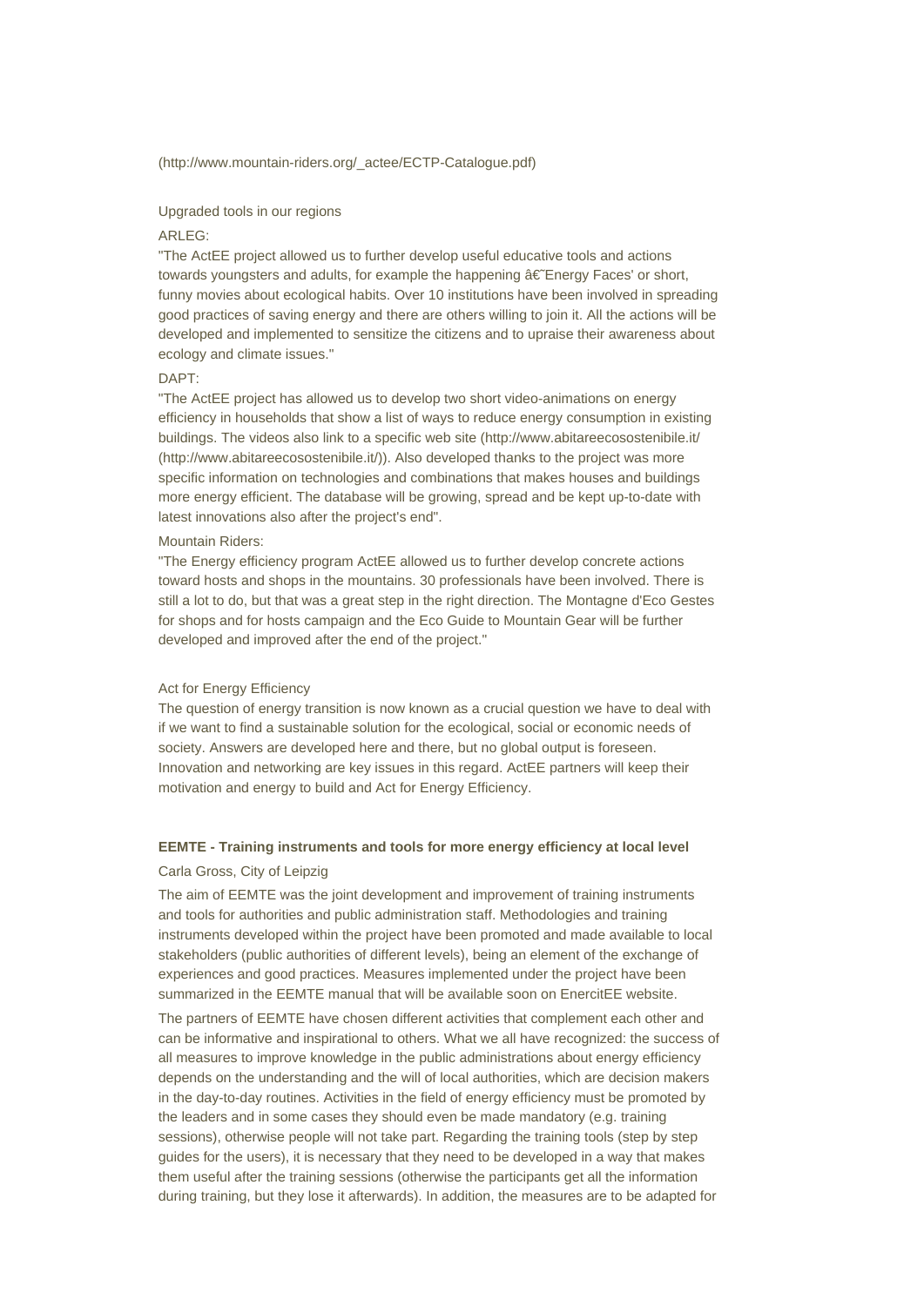(http://www.mountain-riders.org/_actee/ECTP-Catalogue.pdf)

Upgraded tools in our regions

ARLEG:

"The ActEE project allowed us to further develop useful educative tools and actions towards youngsters and adults, for example the happening â€˜Energy Faces' or short, funny movies about ecological habits. Over 10 institutions have been involved in spreading good practices of saving energy and there are others willing to join it. All the actions will be developed and implemented to sensitize the citizens and to upraise their awareness about ecology and climate issues."

DAPT:

"The ActEE project has allowed us to develop two short video-animations on energy efficiency in households that show a list of ways to reduce energy consumption in existing buildings. The videos also link to a specific web site (http://www.abitareecosostenibile.it/ (http://www.abitareecosostenibile.it/)). Also developed thanks to the project was more specific information on technologies and combinations that makes houses and buildings more energy efficient. The database will be growing, spread and be kept up-to-date with latest innovations also after the project's end".

Mountain Riders:

"The Energy efficiency program ActEE allowed us to further develop concrete actions toward hosts and shops in the mountains. 30 professionals have been involved. There is still a lot to do, but that was a great step in the right direction. The Montagne d'Eco Gestes for shops and for hosts campaign and the Eco Guide to Mountain Gear will be further developed and improved after the end of the project."

Act for Energy Efficiency

The question of energy transition is now known as a crucial question we have to deal with if we want to find a sustainable solution for the ecological, social or economic needs of society. Answers are developed here and there, but no global output is foreseen. Innovation and networking are key issues in this regard. ActEE partners will keep their motivation and energy to build and Act for Energy Efficiency.

**EEMTE - Training instruments and tools for more energy efficiency at local level**

Carla Gross, City of Leipzig

The aim of EEMTE was the joint development and improvement of training instruments and tools for authorities and public administration staff. Methodologies and training instruments developed within the project have been promoted and made available to local stakeholders (public authorities of different levels), being an element of the exchange of experiences and good practices. Measures implemented under the project have been summarized in the EEMTE manual that will be available soon on EnercitEE website.

The partners of EEMTE have chosen different activities that complement each other and can be informative and inspirational to others. What we all have recognized: the success of all measures to improve knowledge in the public administrations about energy efficiency depends on the understanding and the will of local authorities, which are decision makers in the day-to-day routines. Activities in the field of energy efficiency must be promoted by the leaders and in some cases they should even be made mandatory (e.g. training sessions), otherwise people will not take part. Regarding the training tools (step by step guides for the users), it is necessary that they need to be developed in a way that makes them useful after the training sessions (otherwise the participants get all the information during training, but they lose it afterwards). In addition, the measures are to be adapted for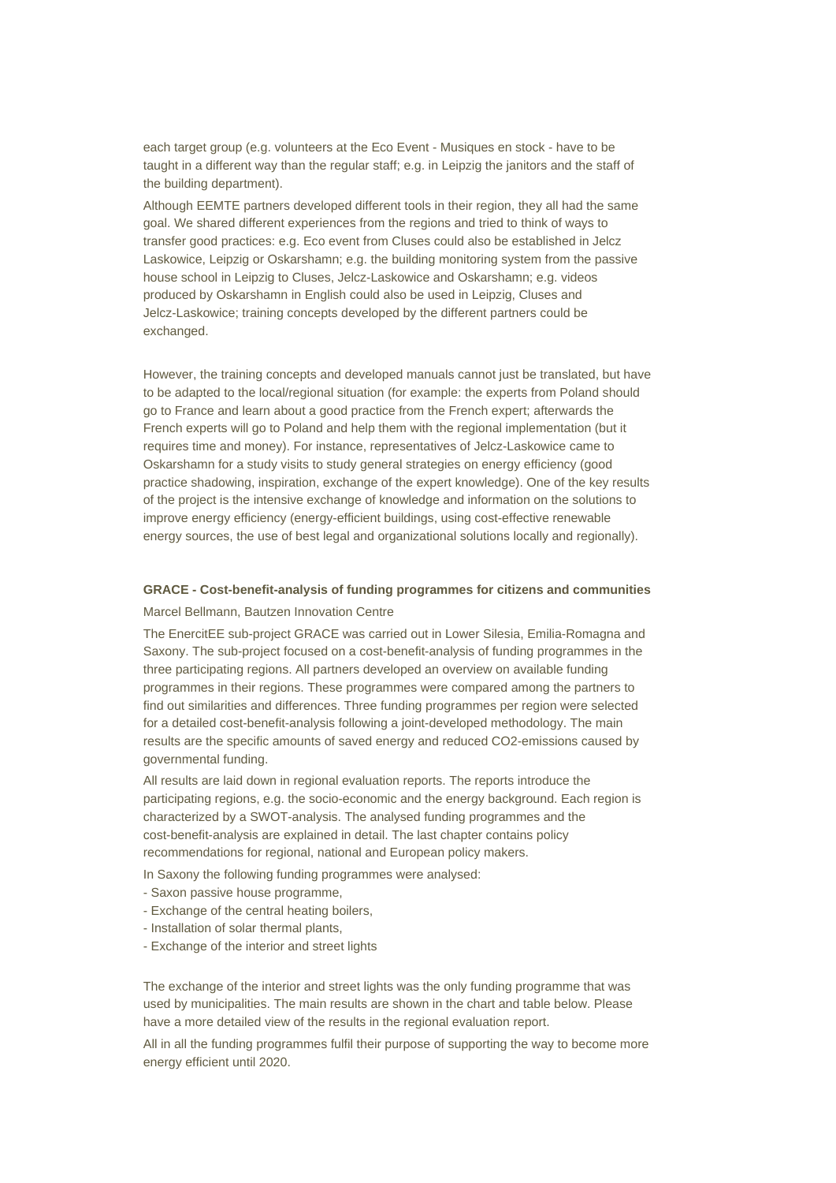each target group (e.g. volunteers at the Eco Event - Musiques en stock - have to be taught in a different way than the regular staff; e.g. in Leipzig the janitors and the staff of the building department).

Although EEMTE partners developed different tools in their region, they all had the same goal. We shared different experiences from the regions and tried to think of ways to transfer good practices: e.g. Eco event from Cluses could also be established in Jelcz Laskowice, Leipzig or Oskarshamn; e.g. the building monitoring system from the passive house school in Leipzig to Cluses, Jelcz-Laskowice and Oskarshamn; e.g. videos produced by Oskarshamn in English could also be used in Leipzig, Cluses and Jelcz-Laskowice; training concepts developed by the different partners could be exchanged.

However, the training concepts and developed manuals cannot just be translated, but have to be adapted to the local/regional situation (for example: the experts from Poland should go to France and learn about a good practice from the French expert; afterwards the French experts will go to Poland and help them with the regional implementation (but it requires time and money). For instance, representatives of Jelcz-Laskowice came to Oskarshamn for a study visits to study general strategies on energy efficiency (good practice shadowing, inspiration, exchange of the expert knowledge). One of the key results of the project is the intensive exchange of knowledge and information on the solutions to improve energy efficiency (energy-efficient buildings, using cost-effective renewable energy sources, the use of best legal and organizational solutions locally and regionally).

**GRACE - Cost-benefit-analysis of funding programmes for citizens and communities**

Marcel Bellmann, Bautzen Innovation Centre

The EnercitEE sub-project GRACE was carried out in Lower Silesia, Emilia-Romagna and Saxony. The sub-project focused on a cost-benefit-analysis of funding programmes in the three participating regions. All partners developed an overview on available funding programmes in their regions. These programmes were compared among the partners to find out similarities and differences. Three funding programmes per region were selected for a detailed cost-benefit-analysis following a joint-developed methodology. The main results are the specific amounts of saved energy and reduced $CO_2$-emissions caused by governmental funding.

All results are laid down in regional evaluation reports. The reports introduce the participating regions, e.g. the socio-economic and the energy background. Each region is characterized by a SWOT-analysis. The analysed funding programmes and the cost-benefit-analysis are explained in detail. The last chapter contains policy recommendations for regional, national and European policy makers.

In Saxony the following funding programmes were analysed:

- Saxon passive house programme,
- Exchange of the central heating boilers,
- Installation of solar thermal plants,
- Exchange of the interior and street lights

The exchange of the interior and street lights was the only funding programme that was used by municipalities. The main results are shown in the chart and table below. Please have a more detailed view of the results in the regional evaluation report.

All in all the funding programmes fulfil their purpose of supporting the way to become more energy efficient until 2020.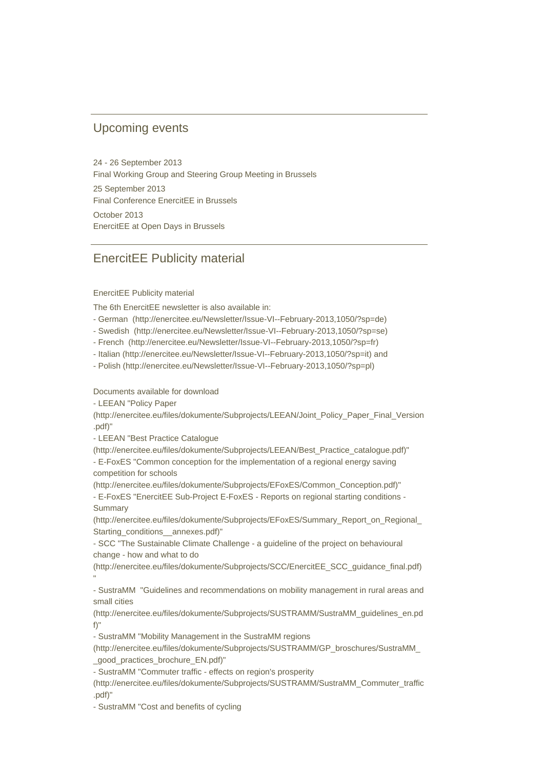## Upcoming events

24 - 26 September 2013
Final Working Group and Steering Group Meeting in Brussels

25 September 2013
Final Conference EnercitEE in Brussels

October 2013
EnercitEE at Open Days in Brussels

## EnercitEE Publicity material

EnercitEE Publicity material

The 6th EnercitEE newsletter is also available in:

- German (http://enercitee.eu/Newsletter/Issue-VI--February-2013,1050/?sp=de)
- Swedish (http://enercitee.eu/Newsletter/Issue-VI--February-2013,1050/?sp=se)
- French (http://enercitee.eu/Newsletter/Issue-VI--February-2013,1050/?sp=fr)
- Italian (http://enercitee.eu/Newsletter/Issue-VI--February-2013,1050/?sp=it) and
- Polish (http://enercitee.eu/Newsletter/Issue-VI--February-2013,1050/?sp=pl)

Documents available for download

- LEEAN "Policy Paper (http://enercitee.eu/files/dokumente/Subprojects/LEEAN/Joint_Policy_Paper_Final_Version.pdf)"
- LEEAN "Best Practice Catalogue (http://enercitee.eu/files/dokumente/Subprojects/LEEAN/Best_Practice_catalogue.pdf)"
- E-FoxES "Common conception for the implementation of a regional energy saving competition for schools (http://enercitee.eu/files/dokumente/Subprojects/EFoxES/Common_Conception.pdf)"
- E-FoxES "EnercitEE Sub-Project E-FoxES - Reports on regional starting conditions - Summary (http://enercitee.eu/files/dokumente/Subprojects/EFoxES/Summary_Report_on_Regional_Starting_conditions__annexes.pdf)"
- SCC "The Sustainable Climate Challenge - a guideline of the project on behavioural change - how and what to do (http://enercitee.eu/files/dokumente/Subprojects/SCC/EnercitEE_SCC_guidance_final.pdf)"
- SustraMM "Guidelines and recommendations on mobility management in rural areas and small cities (http://enercitee.eu/files/dokumente/Subprojects/SUSTRAMM/SustraMM_guidelines_en.pdf)"
- SustraMM "Mobility Management in the SustraMM regions (http://enercitee.eu/files/dokumente/Subprojects/SUSTRAMM/GP_broschures/SustraMM__good_practices_brochure_EN.pdf)"
- SustraMM "Commuter traffic - effects on region's prosperity (http://enercitee.eu/files/dokumente/Subprojects/SUSTRAMM/SustraMM_Commuter_traffic.pdf)"
- SustraMM "Cost and benefits of cycling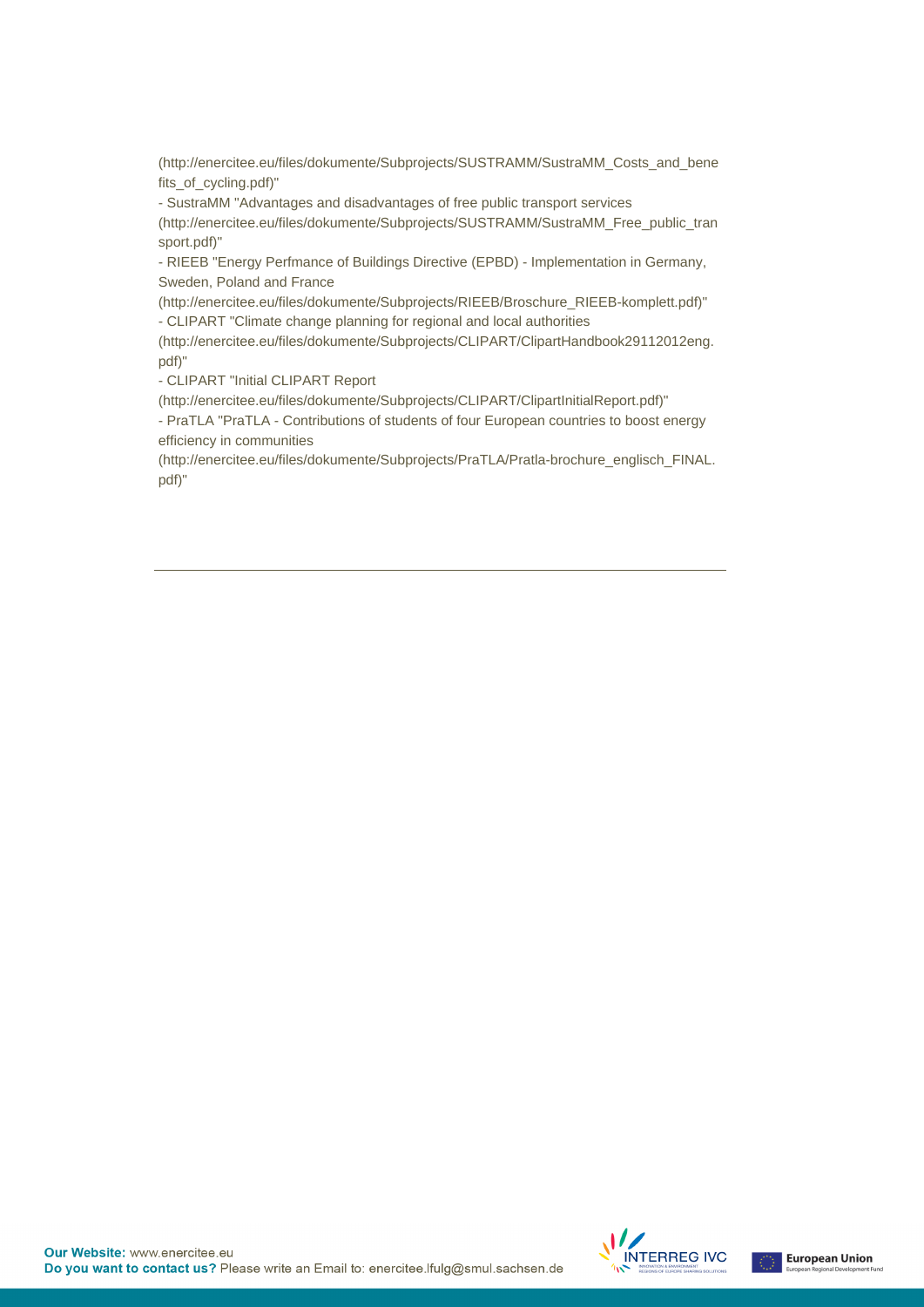(http://enercitee.eu/files/dokumente/Subprojects/SUSTRAMM/SustraMM_Costs_and_benefits_of_cycling.pdf)"

- SustraMM "Advantages and disadvantages of free public transport services (http://enercitee.eu/files/dokumente/Subprojects/SUSTRAMM/SustraMM_Free_public_transport.pdf)"
- RIEEB "Energy Perfmance of Buildings Directive (EPBD) - Implementation in Germany, Sweden, Poland and France (http://enercitee.eu/files/dokumente/Subprojects/RIEEB/Broschure_RIEEB-komplett.pdf)"
- CLIPART "Climate change planning for regional and local authorities (http://enercitee.eu/files/dokumente/Subprojects/CLIPART/ClipartHandbook29112012eng.pdf)"
- CLIPART "Initial CLIPART Report (http://enercitee.eu/files/dokumente/Subprojects/CLIPART/ClipartInitialReport.pdf)"
- PraTLA "PraTLA - Contributions of students of four European countries to boost energy efficiency in communities (http://enercitee.eu/files/dokumente/Subprojects/PraTLA/Pratla-brochure_englisch_FINAL.pdf)"

---

**Our Website:** www.enercitee.eu
**Do you want to contact us?** Please write an Email to: enercitee.lfulg@smul.sachsen.de

INTERREG IVC
European Union
European Regional Development Fund